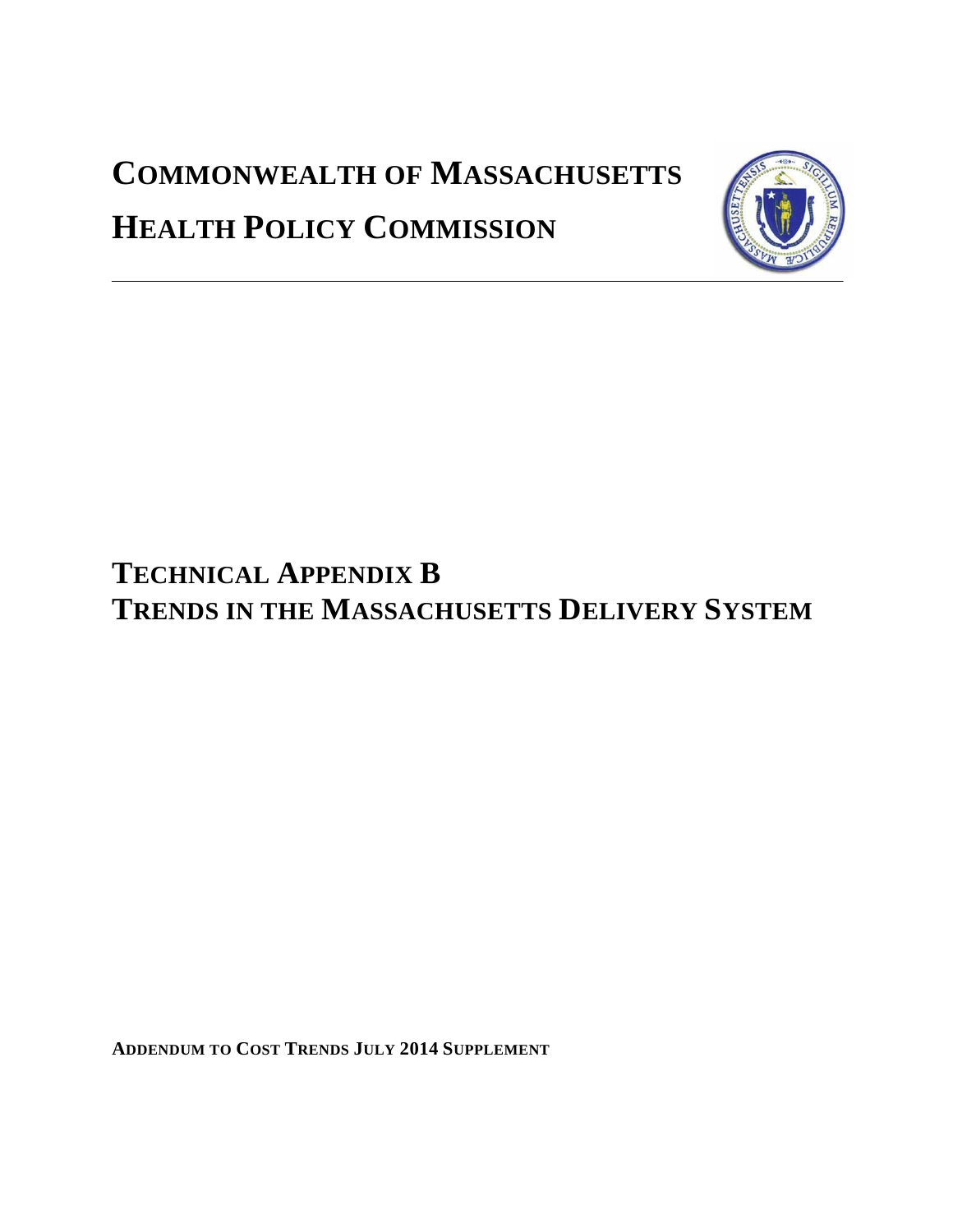# COMMONWEALTH OF MASSACHUSETTS

# HEALTH POLICY COMMISSION

---

## TECHNICAL APPENDIX B
## TRENDS IN THE MASSACHUSETTS DELIVERY SYSTEM

**ADDENDUM TO COST TRENDS JULY 2014 SUPPLEMENT**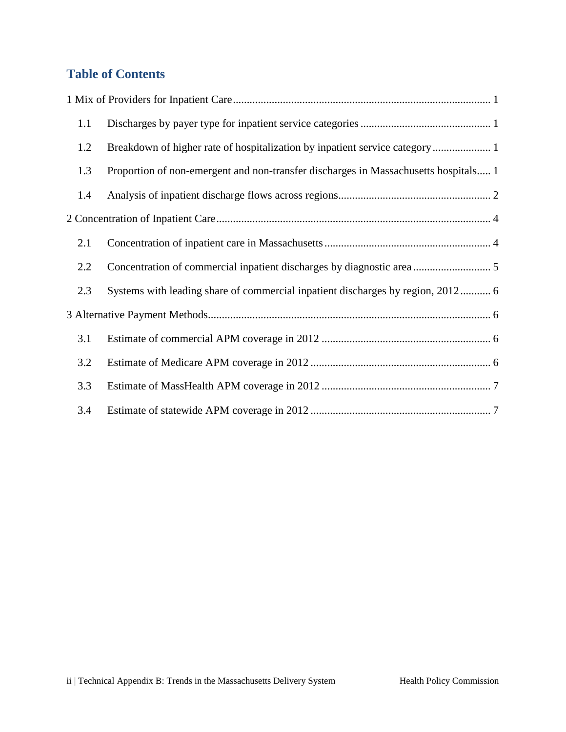## Table of Contents

1 Mix of Providers for Inpatient Care ........................................................................................ 1

1.1 Discharges by payer type for inpatient service categories ............................................... 1

1.2 Breakdown of higher rate of hospitalization by inpatient service category ..................... 1

1.3 Proportion of non-emergent and non-transfer discharges in Massachusetts hospitals..... 1

1.4 Analysis of inpatient discharge flows across regions....................................................... 2

2 Concentration of Inpatient Care ................................................................................................ 4

2.1 Concentration of inpatient care in Massachusetts ............................................................ 4

2.2 Concentration of commercial inpatient discharges by diagnostic area ............................ 5

2.3 Systems with leading share of commercial inpatient discharges by region, 2012 ........... 6

3 Alternative Payment Methods................................................................................................... 6

3.1 Estimate of commercial APM coverage in 2012 ............................................................. 6

3.2 Estimate of Medicare APM coverage in 2012 ................................................................. 6

3.3 Estimate of MassHealth APM coverage in 2012 ............................................................. 7

3.4 Estimate of statewide APM coverage in 2012 ................................................................. 7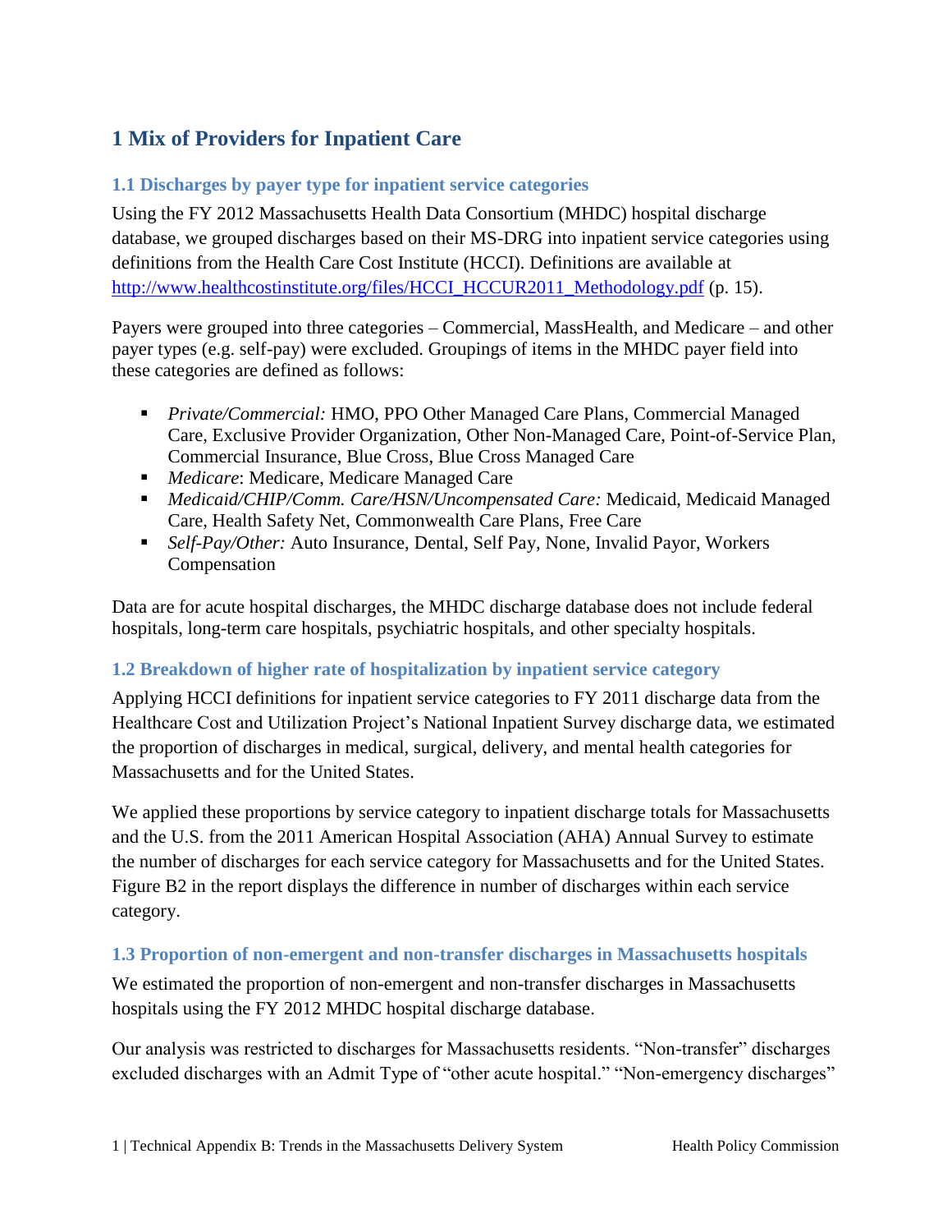# 1 Mix of Providers for Inpatient Care

## 1.1 Discharges by payer type for inpatient service categories

Using the FY 2012 Massachusetts Health Data Consortium (MHDC) hospital discharge database, we grouped discharges based on their MS-DRG into inpatient service categories using definitions from the Health Care Cost Institute (HCCI). Definitions are available at http://www.healthcostinstitute.org/files/HCCI_HCCUR2011_Methodology.pdf (p. 15).

Payers were grouped into three categories – Commercial, MassHealth, and Medicare – and other payer types (e.g. self-pay) were excluded. Groupings of items in the MHDC payer field into these categories are defined as follows:

- *Private/Commercial:* HMO, PPO Other Managed Care Plans, Commercial Managed Care, Exclusive Provider Organization, Other Non-Managed Care, Point-of-Service Plan, Commercial Insurance, Blue Cross, Blue Cross Managed Care
- *Medicare*: Medicare, Medicare Managed Care
- *Medicaid/CHIP/Comm. Care/HSN/Uncompensated Care:* Medicaid, Medicaid Managed Care, Health Safety Net, Commonwealth Care Plans, Free Care
- *Self-Pay/Other:* Auto Insurance, Dental, Self Pay, None, Invalid Payor, Workers Compensation

Data are for acute hospital discharges, the MHDC discharge database does not include federal hospitals, long-term care hospitals, psychiatric hospitals, and other specialty hospitals.

## 1.2 Breakdown of higher rate of hospitalization by inpatient service category

Applying HCCI definitions for inpatient service categories to FY 2011 discharge data from the Healthcare Cost and Utilization Project's National Inpatient Survey discharge data, we estimated the proportion of discharges in medical, surgical, delivery, and mental health categories for Massachusetts and for the United States.

We applied these proportions by service category to inpatient discharge totals for Massachusetts and the U.S. from the 2011 American Hospital Association (AHA) Annual Survey to estimate the number of discharges for each service category for Massachusetts and for the United States. Figure B2 in the report displays the difference in number of discharges within each service category.

## 1.3 Proportion of non-emergent and non-transfer discharges in Massachusetts hospitals

We estimated the proportion of non-emergent and non-transfer discharges in Massachusetts hospitals using the FY 2012 MHDC hospital discharge database.

Our analysis was restricted to discharges for Massachusetts residents. "Non-transfer" discharges excluded discharges with an Admit Type of "other acute hospital." "Non-emergency discharges"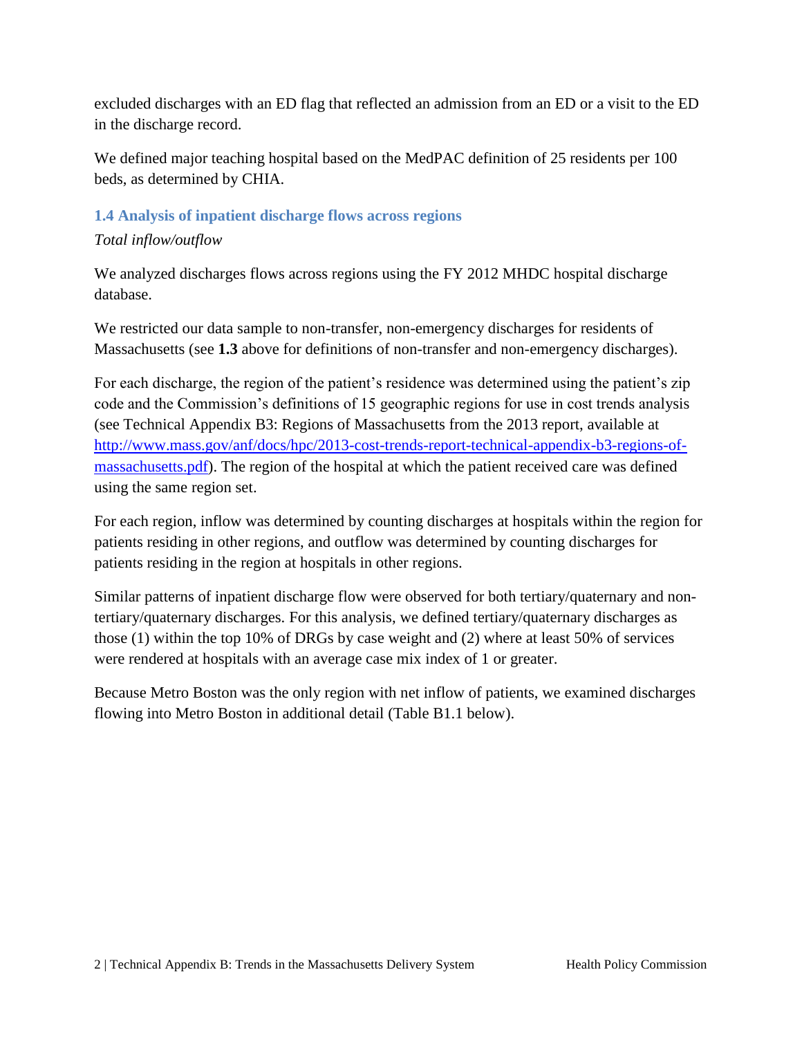excluded discharges with an ED flag that reflected an admission from an ED or a visit to the ED in the discharge record.

We defined major teaching hospital based on the MedPAC definition of 25 residents per 100 beds, as determined by CHIA.

### 1.4 Analysis of inpatient discharge flows across regions

*Total inflow/outflow*

We analyzed discharges flows across regions using the FY 2012 MHDC hospital discharge database.

We restricted our data sample to non-transfer, non-emergency discharges for residents of Massachusetts (see **1.3** above for definitions of non-transfer and non-emergency discharges).

For each discharge, the region of the patient's residence was determined using the patient's zip code and the Commission's definitions of 15 geographic regions for use in cost trends analysis (see Technical Appendix B3: Regions of Massachusetts from the 2013 report, available at [http://www.mass.gov/anf/docs/hpc/2013-cost-trends-report-technical-appendix-b3-regions-of-massachusetts.pdf](http://www.mass.gov/anf/docs/hpc/2013-cost-trends-report-technical-appendix-b3-regions-of-massachusetts.pdf)). The region of the hospital at which the patient received care was defined using the same region set.

For each region, inflow was determined by counting discharges at hospitals within the region for patients residing in other regions, and outflow was determined by counting discharges for patients residing in the region at hospitals in other regions.

Similar patterns of inpatient discharge flow were observed for both tertiary/quaternary and non-tertiary/quaternary discharges. For this analysis, we defined tertiary/quaternary discharges as those (1) within the top 10% of DRGs by case weight and (2) where at least 50% of services were rendered at hospitals with an average case mix index of 1 or greater.

Because Metro Boston was the only region with net inflow of patients, we examined discharges flowing into Metro Boston in additional detail (Table B1.1 below).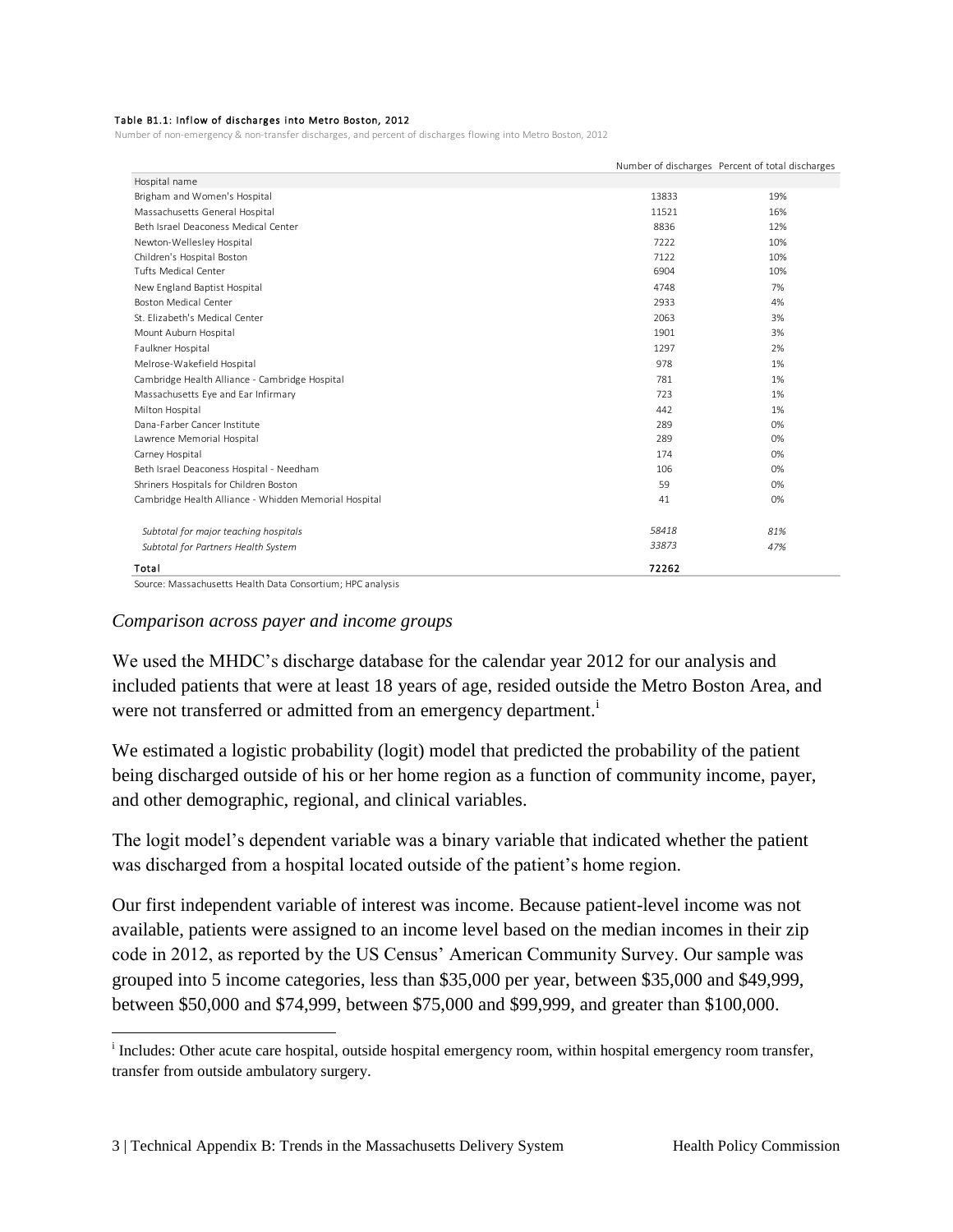**Table B1.1: Inflow of discharges into Metro Boston, 2012**

Number of non-emergency & non-transfer discharges, and percent of discharges flowing into Metro Boston, 2012

| Hospital name | Number of discharges | Percent of total discharges |
|---|---|---|
| Brigham and Women's Hospital | 13833 | 19% |
| Massachusetts General Hospital | 11521 | 16% |
| Beth Israel Deaconess Medical Center | 8836 | 12% |
| Newton-Wellesley Hospital | 7222 | 10% |
| Children's Hospital Boston | 7122 | 10% |
| Tufts Medical Center | 6904 | 10% |
| New England Baptist Hospital | 4748 | 7% |
| Boston Medical Center | 2933 | 4% |
| St. Elizabeth's Medical Center | 2063 | 3% |
| Mount Auburn Hospital | 1901 | 3% |
| Faulkner Hospital | 1297 | 2% |
| Melrose-Wakefield Hospital | 978 | 1% |
| Cambridge Health Alliance - Cambridge Hospital | 781 | 1% |
| Massachusetts Eye and Ear Infirmary | 723 | 1% |
| Milton Hospital | 442 | 1% |
| Dana-Farber Cancer Institute | 289 | 0% |
| Lawrence Memorial Hospital | 289 | 0% |
| Carney Hospital | 174 | 0% |
| Beth Israel Deaconess Hospital - Needham | 106 | 0% |
| Shriners Hospitals for Children Boston | 59 | 0% |
| Cambridge Health Alliance - Whidden Memorial Hospital | 41 | 0% |
| *Subtotal for major teaching hospitals* | *58418* | *81%* |
| *Subtotal for Partners Health System* | *33873* | *47%* |
| **Total** | **72262** | |

Source: Massachusetts Health Data Consortium; HPC analysis

*Comparison across payer and income groups*

We used the MHDC's discharge database for the calendar year 2012 for our analysis and included patients that were at least 18 years of age, resided outside the Metro Boston Area, and were not transferred or admitted from an emergency department.[i]

We estimated a logistic probability (logit) model that predicted the probability of the patient being discharged outside of his or her home region as a function of community income, payer, and other demographic, regional, and clinical variables.

The logit model's dependent variable was a binary variable that indicated whether the patient was discharged from a hospital located outside of the patient's home region.

Our first independent variable of interest was income. Because patient-level income was not available, patients were assigned to an income level based on the median incomes in their zip code in 2012, as reported by the US Census' American Community Survey. Our sample was grouped into 5 income categories, less than \$35,000 per year, between \$35,000 and \$49,999, between \$50,000 and \$74,999, between \$75,000 and \$99,999, and greater than \$100,000.

[i] Includes: Other acute care hospital, outside hospital emergency room, within hospital emergency room transfer, transfer from outside ambulatory surgery.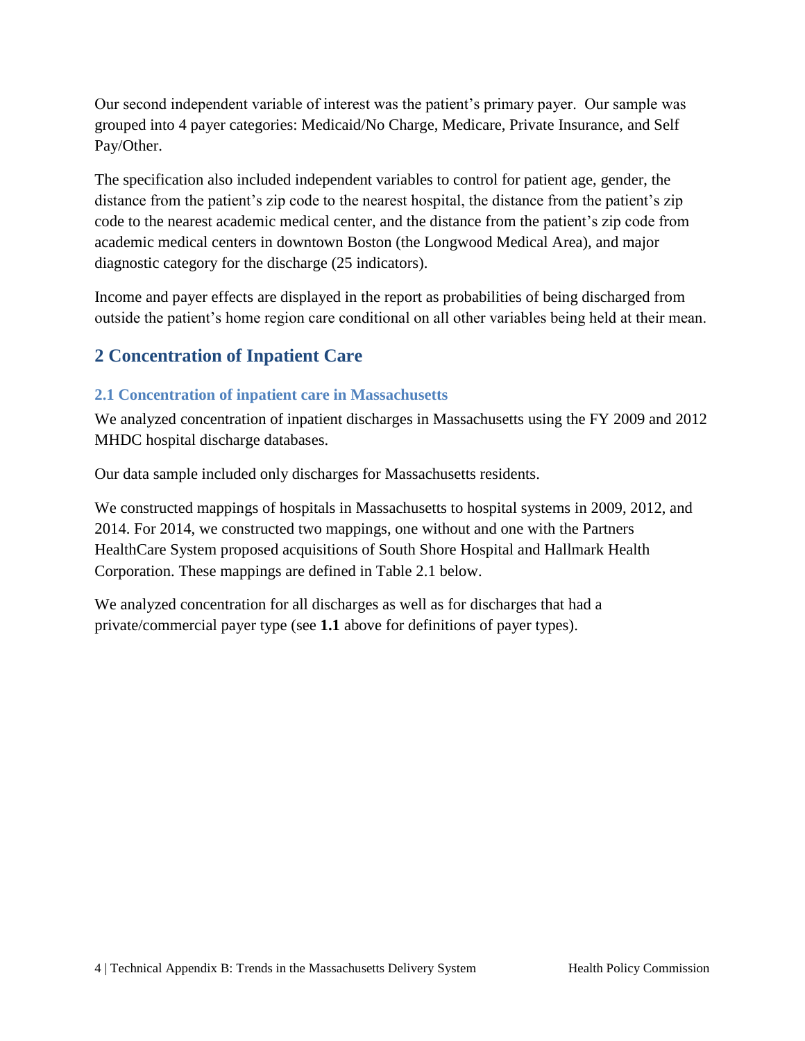Our second independent variable of interest was the patient's primary payer. Our sample was grouped into 4 payer categories: Medicaid/No Charge, Medicare, Private Insurance, and Self Pay/Other.

The specification also included independent variables to control for patient age, gender, the distance from the patient's zip code to the nearest hospital, the distance from the patient's zip code to the nearest academic medical center, and the distance from the patient's zip code from academic medical centers in downtown Boston (the Longwood Medical Area), and major diagnostic category for the discharge (25 indicators).

Income and payer effects are displayed in the report as probabilities of being discharged from outside the patient's home region care conditional on all other variables being held at their mean.

## 2 Concentration of Inpatient Care

### 2.1 Concentration of inpatient care in Massachusetts

We analyzed concentration of inpatient discharges in Massachusetts using the FY 2009 and 2012 MHDC hospital discharge databases.

Our data sample included only discharges for Massachusetts residents.

We constructed mappings of hospitals in Massachusetts to hospital systems in 2009, 2012, and 2014. For 2014, we constructed two mappings, one without and one with the Partners HealthCare System proposed acquisitions of South Shore Hospital and Hallmark Health Corporation. These mappings are defined in Table 2.1 below.

We analyzed concentration for all discharges as well as for discharges that had a private/commercial payer type (see **1.1** above for definitions of payer types).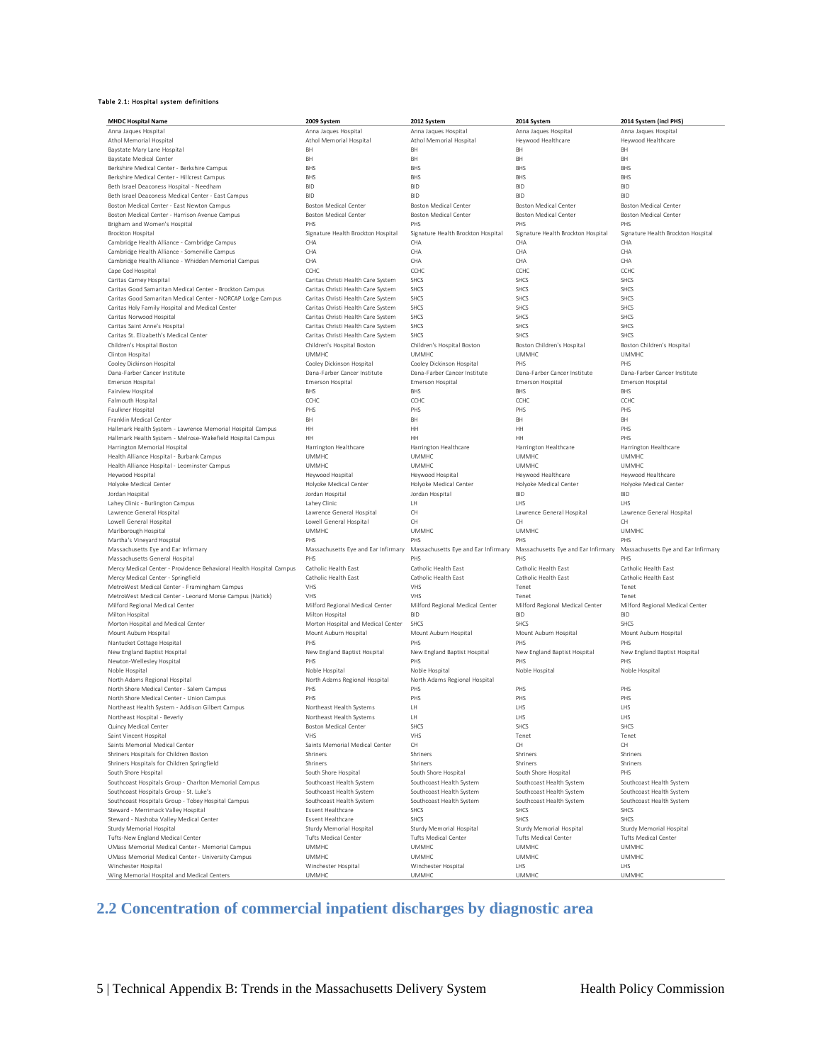**Table 2.1: Hospital system definitions**

| MHDC Hospital Name | 2009 System | 2012 System | 2014 System | 2014 System (incl PHS) |
|---|---|---|---|---|
| Anna Jaques Hospital | Anna Jaques Hospital | Anna Jaques Hospital | Anna Jaques Hospital | Anna Jaques Hospital |
| Athol Memorial Hospital | Athol Memorial Hospital | Athol Memorial Hospital | Heywood Healthcare | Heywood Healthcare |
| Baystate Mary Lane Hospital | BH | BH | BH | BH |
| Baystate Medical Center | BH | BH | BH | BH |
| Berkshire Medical Center - Berkshire Campus | BHS | BHS | BHS | BHS |
| Berkshire Medical Center - Hillcrest Campus | BHS | BHS | BHS | BHS |
| Beth Israel Deaconess Hospital - Needham | BID | BID | BID | BID |
| Beth Israel Deaconess Medical Center - East Campus | BID | BID | BID | BID |
| Boston Medical Center - East Newton Campus | Boston Medical Center | Boston Medical Center | Boston Medical Center | Boston Medical Center |
| Boston Medical Center - Harrison Avenue Campus | Boston Medical Center | Boston Medical Center | Boston Medical Center | Boston Medical Center |
| Brigham and Women's Hospital | PHS | PHS | PHS | PHS |
| Brockton Hospital | Signature Health Brockton Hospital | Signature Health Brockton Hospital | Signature Health Brockton Hospital | Signature Health Brockton Hospital |
| Cambridge Health Alliance - Cambridge Campus | CHA | CHA | CHA | CHA |
| Cambridge Health Alliance - Somerville Campus | CHA | CHA | CHA | CHA |
| Cambridge Health Alliance - Whidden Memorial Campus | CHA | CHA | CHA | CHA |
| Cape Cod Hospital | CCHC | CCHC | CCHC | CCHC |
| Caritas Carney Hospital | Caritas Christi Health Care System | SHCS | SHCS | SHCS |
| Caritas Good Samaritan Medical Center - Brockton Campus | Caritas Christi Health Care System | SHCS | SHCS | SHCS |
| Caritas Good Samaritan Medical Center - NORCAP Lodge Campus | Caritas Christi Health Care System | SHCS | SHCS | SHCS |
| Caritas Holy Family Hospital and Medical Center | Caritas Christi Health Care System | SHCS | SHCS | SHCS |
| Caritas Norwood Hospital | Caritas Christi Health Care System | SHCS | SHCS | SHCS |
| Caritas Saint Anne's Hospital | Caritas Christi Health Care System | SHCS | SHCS | SHCS |
| Caritas St. Elizabeth's Medical Center | Caritas Christi Health Care System | SHCS | SHCS | SHCS |
| Children's Hospital Boston | Children's Hospital Boston | Children's Hospital Boston | Boston Children's Hospital | Boston Children's Hospital |
| Clinton Hospital | UMMHC | UMMHC | UMMHC | UMMHC |
| Cooley Dickinson Hospital | Cooley Dickinson Hospital | Cooley Dickinson Hospital | PHS | PHS |
| Dana-Farber Cancer Institute | Dana-Farber Cancer Institute | Dana-Farber Cancer Institute | Dana-Farber Cancer Institute | Dana-Farber Cancer Institute |
| Emerson Hospital | Emerson Hospital | Emerson Hospital | Emerson Hospital | Emerson Hospital |
| Fairview Hospital | BHS | BHS | BHS | BHS |
| Falmouth Hospital | CCHC | CCHC | CCHC | CCHC |
| Faulkner Hospital | PHS | PHS | PHS | PHS |
| Franklin Medical Center | BH | BH | BH | BH |
| Hallmark Health System - Lawrence Memorial Hospital Campus | HH | HH | HH | PHS |
| Hallmark Health System - Melrose-Wakefield Hospital Campus | HH | HH | HH | PHS |
| Harrington Memorial Hospital | Harrington Healthcare | Harrington Healthcare | Harrington Healthcare | Harrington Healthcare |
| Health Alliance Hospital - Burbank Campus | UMMHC | UMMHC | UMMHC | UMMHC |
| Health Alliance Hospital - Leominster Campus | UMMHC | UMMHC | UMMHC | UMMHC |
| Heywood Hospital | Heywood Hospital | Heywood Hospital | Heywood Healthcare | Heywood Healthcare |
| Holyoke Medical Center | Holyoke Medical Center | Holyoke Medical Center | Holyoke Medical Center | Holyoke Medical Center |
| Jordan Hospital | Jordan Hospital | Jordan Hospital | BID | BID |
| Lahey Clinic - Burlington Campus | Lahey Clinic | LH | LHS | LHS |
| Lawrence General Hospital | Lawrence General Hospital | CH | Lawrence General Hospital | Lawrence General Hospital |
| Lowell General Hospital | Lowell General Hospital | CH | CH | CH |
| Marlborough Hospital | UMMHC | UMMHC | UMMHC | UMMHC |
| Martha's Vineyard Hospital | PHS | PHS | PHS | PHS |
| Massachusetts Eye and Ear Infirmary | Massachusetts Eye and Ear Infirmary | Massachusetts Eye and Ear Infirmary | Massachusetts Eye and Ear Infirmary | Massachusetts Eye and Ear Infirmary |
| Massachusetts General Hospital | PHS | PHS | PHS | PHS |
| Mercy Medical Center - Providence Behavioral Health Hospital Campus | Catholic Health East | Catholic Health East | Catholic Health East | Catholic Health East |
| Mercy Medical Center - Springfield | Catholic Health East | Catholic Health East | Catholic Health East | Catholic Health East |
| MetroWest Medical Center - Framingham Campus | VHS | VHS | Tenet | Tenet |
| MetroWest Medical Center - Leonard Morse Campus (Natick) | VHS | VHS | Tenet | Tenet |
| Milford Regional Medical Center | Milford Regional Medical Center | Milford Regional Medical Center | Milford Regional Medical Center | Milford Regional Medical Center |
| Milton Hospital | Milton Hospital | BID | BID | BID |
| Morton Hospital and Medical Center | Morton Hospital and Medical Center | SHCS | SHCS | SHCS |
| Mount Auburn Hospital | Mount Auburn Hospital | Mount Auburn Hospital | Mount Auburn Hospital | Mount Auburn Hospital |
| Nantucket Cottage Hospital | PHS | PHS | PHS | PHS |
| New England Baptist Hospital | New England Baptist Hospital | New England Baptist Hospital | New England Baptist Hospital | New England Baptist Hospital |
| Newton-Wellesley Hospital | PHS | PHS | PHS | PHS |
| Noble Hospital | Noble Hospital | Noble Hospital | Noble Hospital | Noble Hospital |
| North Adams Regional Hospital | North Adams Regional Hospital | North Adams Regional Hospital | | |
| North Shore Medical Center - Salem Campus | PHS | PHS | PHS | PHS |
| North Shore Medical Center - Union Campus | PHS | PHS | PHS | PHS |
| Northeast Health System - Addison Gilbert Campus | Northeast Health Systems | LH | LHS | LHS |
| Northeast Hospital - Beverly | Northeast Health Systems | LH | LHS | LHS |
| Quincy Medical Center | Boston Medical Center | SHCS | SHCS | SHCS |
| Saint Vincent Hospital | VHS | VHS | Tenet | Tenet |
| Saints Memorial Medical Center | Saints Memorial Medical Center | CH | CH | CH |
| Shriners Hospitals for Children Boston | Shriners | Shriners | Shriners | Shriners |
| Shriners Hospitals for Children Springfield | Shriners | Shriners | Shriners | Shriners |
| South Shore Hospital | South Shore Hospital | South Shore Hospital | South Shore Hospital | PHS |
| Southcoast Hospitals Group - Charlton Memorial Campus | Southcoast Health System | Southcoast Health System | Southcoast Health System | Southcoast Health System |
| Southcoast Hospitals Group - St. Luke's | Southcoast Health System | Southcoast Health System | Southcoast Health System | Southcoast Health System |
| Southcoast Hospitals Group - Tobey Hospital Campus | Southcoast Health System | Southcoast Health System | Southcoast Health System | Southcoast Health System |
| Steward - Merrimack Valley Hospital | Essent Healthcare | SHCS | SHCS | SHCS |
| Steward - Nashoba Valley Medical Center | Essent Healthcare | SHCS | SHCS | SHCS |
| Sturdy Memorial Hospital | Sturdy Memorial Hospital | Sturdy Memorial Hospital | Sturdy Memorial Hospital | Sturdy Memorial Hospital |
| Tufts-New England Medical Center | Tufts Medical Center | Tufts Medical Center | Tufts Medical Center | Tufts Medical Center |
| UMass Memorial Medical Center - Memorial Campus | UMMHC | UMMHC | UMMHC | UMMHC |
| UMass Memorial Medical Center - University Campus | UMMHC | UMMHC | UMMHC | UMMHC |
| Winchester Hospital | Winchester Hospital | Winchester Hospital | LHS | LHS |
| Wing Memorial Hospital and Medical Centers | UMMHC | UMMHC | UMMHC | UMMHC |

## 2.2 Concentration of commercial inpatient discharges by diagnostic area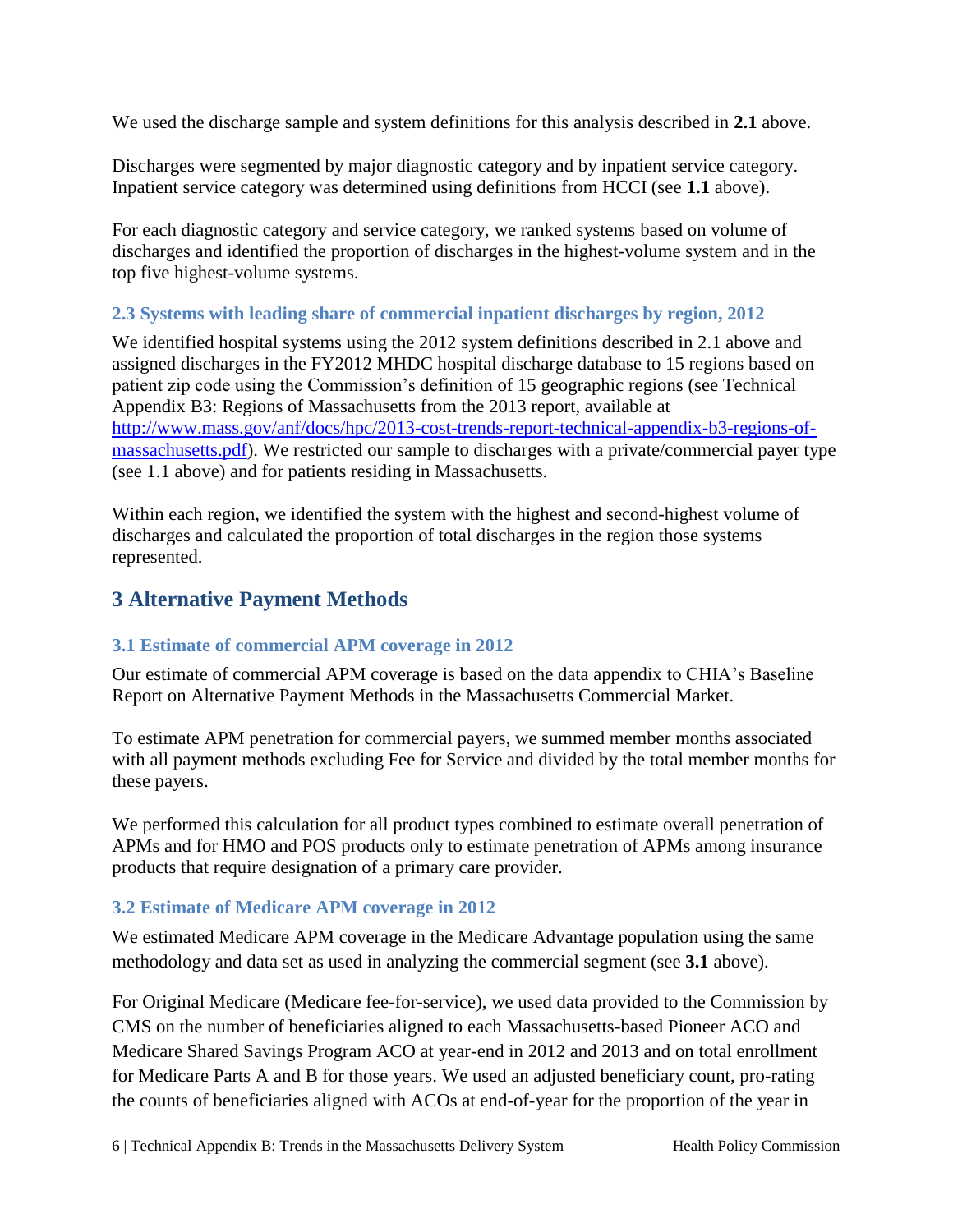We used the discharge sample and system definitions for this analysis described in **2.1** above.

Discharges were segmented by major diagnostic category and by inpatient service category. Inpatient service category was determined using definitions from HCCI (see **1.1** above).

For each diagnostic category and service category, we ranked systems based on volume of discharges and identified the proportion of discharges in the highest-volume system and in the top five highest-volume systems.

### 2.3 Systems with leading share of commercial inpatient discharges by region, 2012

We identified hospital systems using the 2012 system definitions described in 2.1 above and assigned discharges in the FY2012 MHDC hospital discharge database to 15 regions based on patient zip code using the Commission's definition of 15 geographic regions (see Technical Appendix B3: Regions of Massachusetts from the 2013 report, available at [http://www.mass.gov/anf/docs/hpc/2013-cost-trends-report-technical-appendix-b3-regions-of-massachusetts.pdf](http://www.mass.gov/anf/docs/hpc/2013-cost-trends-report-technical-appendix-b3-regions-of-massachusetts.pdf)). We restricted our sample to discharges with a private/commercial payer type (see 1.1 above) and for patients residing in Massachusetts.

Within each region, we identified the system with the highest and second-highest volume of discharges and calculated the proportion of total discharges in the region those systems represented.

## 3 Alternative Payment Methods

### 3.1 Estimate of commercial APM coverage in 2012

Our estimate of commercial APM coverage is based on the data appendix to CHIA's Baseline Report on Alternative Payment Methods in the Massachusetts Commercial Market.

To estimate APM penetration for commercial payers, we summed member months associated with all payment methods excluding Fee for Service and divided by the total member months for these payers.

We performed this calculation for all product types combined to estimate overall penetration of APMs and for HMO and POS products only to estimate penetration of APMs among insurance products that require designation of a primary care provider.

### 3.2 Estimate of Medicare APM coverage in 2012

We estimated Medicare APM coverage in the Medicare Advantage population using the same methodology and data set as used in analyzing the commercial segment (see **3.1** above).

For Original Medicare (Medicare fee-for-service), we used data provided to the Commission by CMS on the number of beneficiaries aligned to each Massachusetts-based Pioneer ACO and Medicare Shared Savings Program ACO at year-end in 2012 and 2013 and on total enrollment for Medicare Parts A and B for those years. We used an adjusted beneficiary count, pro-rating the counts of beneficiaries aligned with ACOs at end-of-year for the proportion of the year in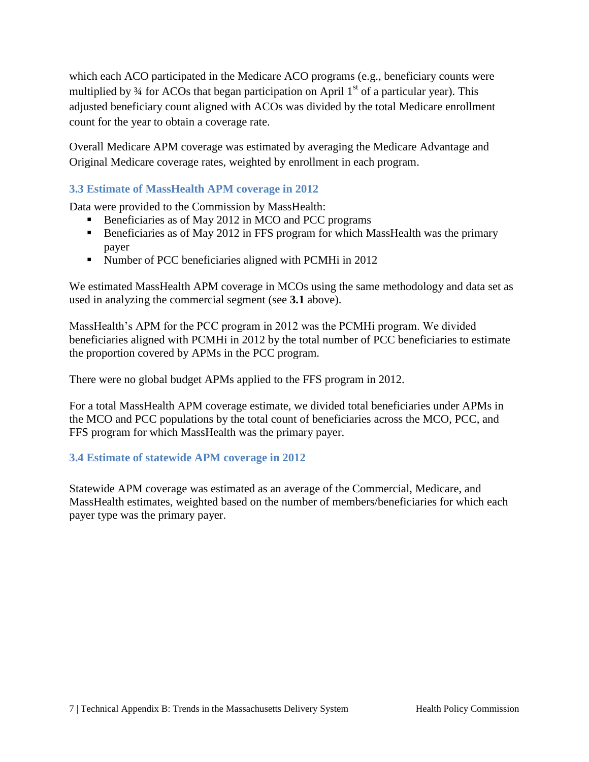which each ACO participated in the Medicare ACO programs (e.g., beneficiary counts were multiplied by ¾ for ACOs that began participation on April 1st of a particular year). This adjusted beneficiary count aligned with ACOs was divided by the total Medicare enrollment count for the year to obtain a coverage rate.

Overall Medicare APM coverage was estimated by averaging the Medicare Advantage and Original Medicare coverage rates, weighted by enrollment in each program.

### 3.3 Estimate of MassHealth APM coverage in 2012

Data were provided to the Commission by MassHealth:

- Beneficiaries as of May 2012 in MCO and PCC programs
- Beneficiaries as of May 2012 in FFS program for which MassHealth was the primary payer
- Number of PCC beneficiaries aligned with PCMHi in 2012

We estimated MassHealth APM coverage in MCOs using the same methodology and data set as used in analyzing the commercial segment (see **3.1** above).

MassHealth's APM for the PCC program in 2012 was the PCMHi program. We divided beneficiaries aligned with PCMHi in 2012 by the total number of PCC beneficiaries to estimate the proportion covered by APMs in the PCC program.

There were no global budget APMs applied to the FFS program in 2012.

For a total MassHealth APM coverage estimate, we divided total beneficiaries under APMs in the MCO and PCC populations by the total count of beneficiaries across the MCO, PCC, and FFS program for which MassHealth was the primary payer.

### 3.4 Estimate of statewide APM coverage in 2012

Statewide APM coverage was estimated as an average of the Commercial, Medicare, and MassHealth estimates, weighted based on the number of members/beneficiaries for which each payer type was the primary payer.